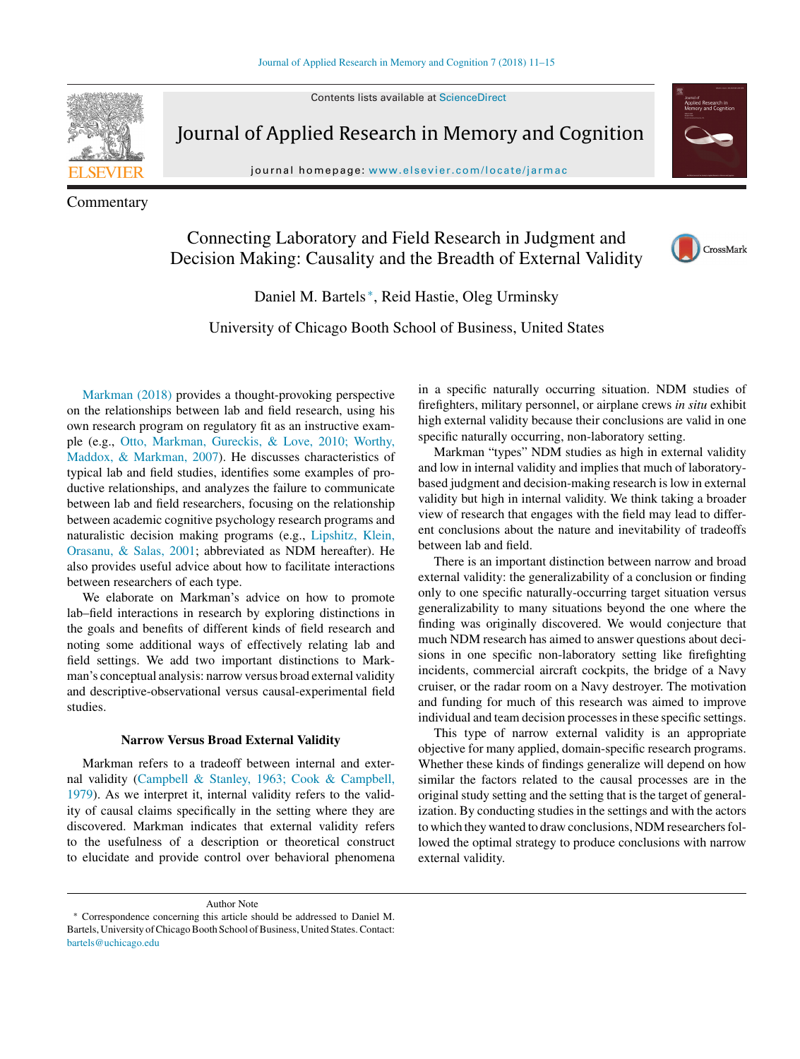Commentary

# Connecting Laboratory and Field Research in Judgment and Decision Making: Causality and the Breadth of External Validity

Daniel M. Bartels*, Reid Hastie, Oleg Urminsky

University of Chicago Booth School of Business, United States

Markman (2018) provides a thought-provoking perspective on the relationships between lab and field research, using his own research program on regulatory fit as an instructive example (e.g., Otto, Markman, Gureckis, & Love, 2010; Worthy, Maddox, & Markman, 2007). He discusses characteristics of typical lab and field studies, identifies some examples of productive relationships, and analyzes the failure to communicate between lab and field researchers, focusing on the relationship between academic cognitive psychology research programs and naturalistic decision making programs (e.g., Lipshitz, Klein, Orasanu, & Salas, 2001; abbreviated as NDM hereafter). He also provides useful advice about how to facilitate interactions between researchers of each type.

We elaborate on Markman's advice on how to promote lab–field interactions in research by exploring distinctions in the goals and benefits of different kinds of field research and noting some additional ways of effectively relating lab and field settings. We add two important distinctions to Markman's conceptual analysis: narrow versus broad external validity and descriptive-observational versus causal-experimental field studies.

## Narrow Versus Broad External Validity

Markman refers to a tradeoff between internal and external validity (Campbell & Stanley, 1963; Cook & Campbell, 1979). As we interpret it, internal validity refers to the validity of causal claims specifically in the setting where they are discovered. Markman indicates that external validity refers to the usefulness of a description or theoretical construct to elucidate and provide control over behavioral phenomena in a specific naturally occurring situation. NDM studies of firefighters, military personnel, or airplane crews *in situ* exhibit high external validity because their conclusions are valid in one specific naturally occurring, non-laboratory setting.

Markman "types" NDM studies as high in external validity and low in internal validity and implies that much of laboratory-based judgment and decision-making research is low in external validity but high in internal validity. We think taking a broader view of research that engages with the field may lead to different conclusions about the nature and inevitability of tradeoffs between lab and field.

There is an important distinction between narrow and broad external validity: the generalizability of a conclusion or finding only to one specific naturally-occurring target situation versus generalizability to many situations beyond the one where the finding was originally discovered. We would conjecture that much NDM research has aimed to answer questions about decisions in one specific non-laboratory setting like firefighting incidents, commercial aircraft cockpits, the bridge of a Navy cruiser, or the radar room on a Navy destroyer. The motivation and funding for much of this research was aimed to improve individual and team decision processes in these specific settings.

This type of narrow external validity is an appropriate objective for many applied, domain-specific research programs. Whether these kinds of findings generalize will depend on how similar the factors related to the causal processes are in the original study setting and the setting that is the target of generalization. By conducting studies in the settings and with the actors to which they wanted to draw conclusions, NDM researchers followed the optimal strategy to produce conclusions with narrow external validity.

Author Note

* Correspondence concerning this article should be addressed to Daniel M. Bartels, University of Chicago Booth School of Business, United States. Contact: bartels@uchicago.edu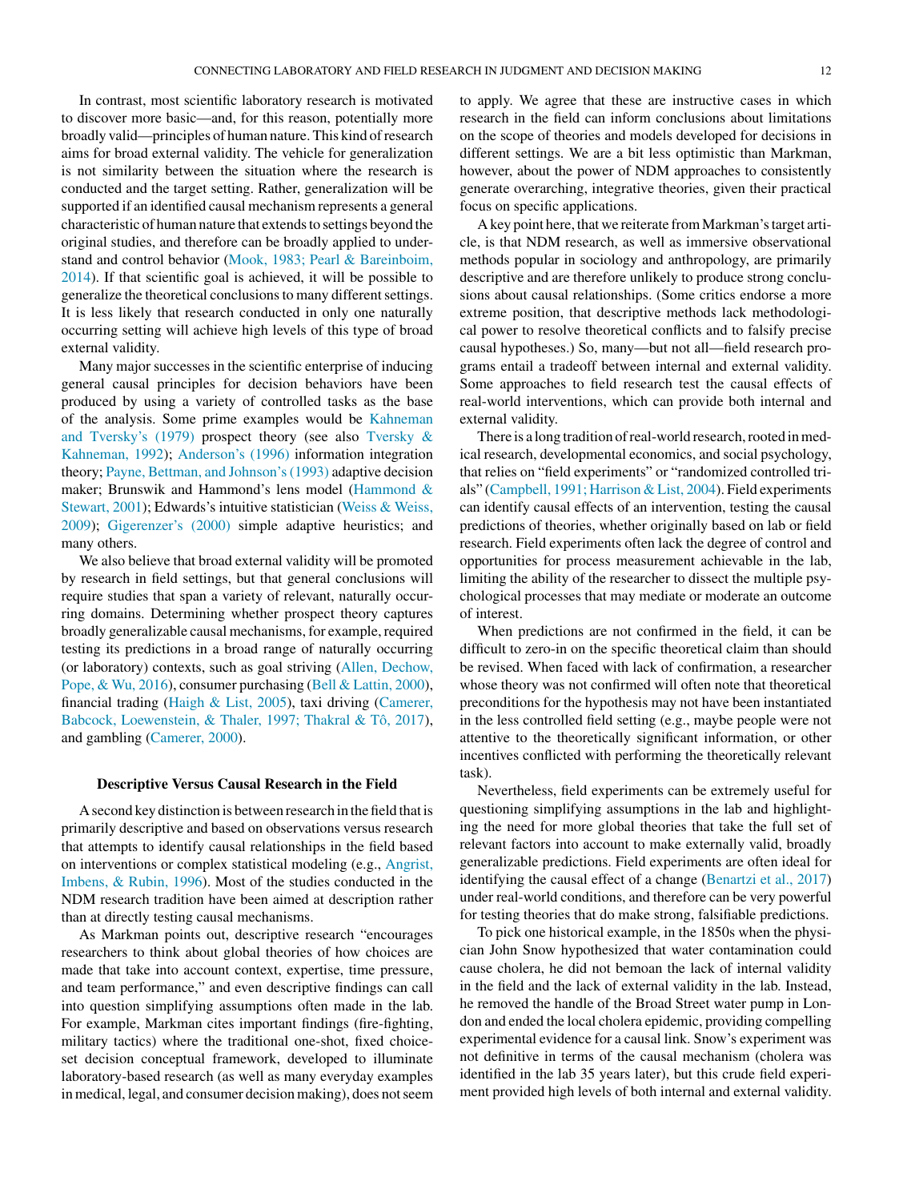In contrast, most scientific laboratory research is motivated to discover more basic—and, for this reason, potentially more broadly valid—principles of human nature. This kind of research aims for broad external validity. The vehicle for generalization is not similarity between the situation where the research is conducted and the target setting. Rather, generalization will be supported if an identified causal mechanism represents a general characteristic of human nature that extends to settings beyond the original studies, and therefore can be broadly applied to understand and control behavior (Mook, 1983; Pearl & Bareinboim, 2014). If that scientific goal is achieved, it will be possible to generalize the theoretical conclusions to many different settings. It is less likely that research conducted in only one naturally occurring setting will achieve high levels of this type of broad external validity.

Many major successes in the scientific enterprise of inducing general causal principles for decision behaviors have been produced by using a variety of controlled tasks as the base of the analysis. Some prime examples would be Kahneman and Tversky's (1979) prospect theory (see also Tversky & Kahneman, 1992); Anderson's (1996) information integration theory; Payne, Bettman, and Johnson's (1993) adaptive decision maker; Brunswik and Hammond's lens model (Hammond & Stewart, 2001); Edwards's intuitive statistician (Weiss & Weiss, 2009); Gigerenzer's (2000) simple adaptive heuristics; and many others.

We also believe that broad external validity will be promoted by research in field settings, but that general conclusions will require studies that span a variety of relevant, naturally occurring domains. Determining whether prospect theory captures broadly generalizable causal mechanisms, for example, required testing its predictions in a broad range of naturally occurring (or laboratory) contexts, such as goal striving (Allen, Dechow, Pope, & Wu, 2016), consumer purchasing (Bell & Lattin, 2000), financial trading (Haigh & List, 2005), taxi driving (Camerer, Babcock, Loewenstein, & Thaler, 1997; Thakral & Tô, 2017), and gambling (Camerer, 2000).

### Descriptive Versus Causal Research in the Field

A second key distinction is between research in the field that is primarily descriptive and based on observations versus research that attempts to identify causal relationships in the field based on interventions or complex statistical modeling (e.g., Angrist, Imbens, & Rubin, 1996). Most of the studies conducted in the NDM research tradition have been aimed at description rather than at directly testing causal mechanisms.

As Markman points out, descriptive research "encourages researchers to think about global theories of how choices are made that take into account context, expertise, time pressure, and team performance," and even descriptive findings can call into question simplifying assumptions often made in the lab. For example, Markman cites important findings (fire-fighting, military tactics) where the traditional one-shot, fixed choice-set decision conceptual framework, developed to illuminate laboratory-based research (as well as many everyday examples in medical, legal, and consumer decision making), does not seem to apply. We agree that these are instructive cases in which research in the field can inform conclusions about limitations on the scope of theories and models developed for decisions in different settings. We are a bit less optimistic than Markman, however, about the power of NDM approaches to consistently generate overarching, integrative theories, given their practical focus on specific applications.

A key point here, that we reiterate from Markman's target article, is that NDM research, as well as immersive observational methods popular in sociology and anthropology, are primarily descriptive and are therefore unlikely to produce strong conclusions about causal relationships. (Some critics endorse a more extreme position, that descriptive methods lack methodological power to resolve theoretical conflicts and to falsify precise causal hypotheses.) So, many—but not all—field research programs entail a tradeoff between internal and external validity. Some approaches to field research test the causal effects of real-world interventions, which can provide both internal and external validity.

There is a long tradition of real-world research, rooted in medical research, developmental economics, and social psychology, that relies on "field experiments" or "randomized controlled trials" (Campbell, 1991; Harrison & List, 2004). Field experiments can identify causal effects of an intervention, testing the causal predictions of theories, whether originally based on lab or field research. Field experiments often lack the degree of control and opportunities for process measurement achievable in the lab, limiting the ability of the researcher to dissect the multiple psychological processes that may mediate or moderate an outcome of interest.

When predictions are not confirmed in the field, it can be difficult to zero-in on the specific theoretical claim than should be revised. When faced with lack of confirmation, a researcher whose theory was not confirmed will often note that theoretical preconditions for the hypothesis may not have been instantiated in the less controlled field setting (e.g., maybe people were not attentive to the theoretically significant information, or other incentives conflicted with performing the theoretically relevant task).

Nevertheless, field experiments can be extremely useful for questioning simplifying assumptions in the lab and highlighting the need for more global theories that take the full set of relevant factors into account to make externally valid, broadly generalizable predictions. Field experiments are often ideal for identifying the causal effect of a change (Benartzi et al., 2017) under real-world conditions, and therefore can be very powerful for testing theories that do make strong, falsifiable predictions.

To pick one historical example, in the 1850s when the physician John Snow hypothesized that water contamination could cause cholera, he did not bemoan the lack of internal validity in the field and the lack of external validity in the lab. Instead, he removed the handle of the Broad Street water pump in London and ended the local cholera epidemic, providing compelling experimental evidence for a causal link. Snow's experiment was not definitive in terms of the causal mechanism (cholera was identified in the lab 35 years later), but this crude field experiment provided high levels of both internal and external validity.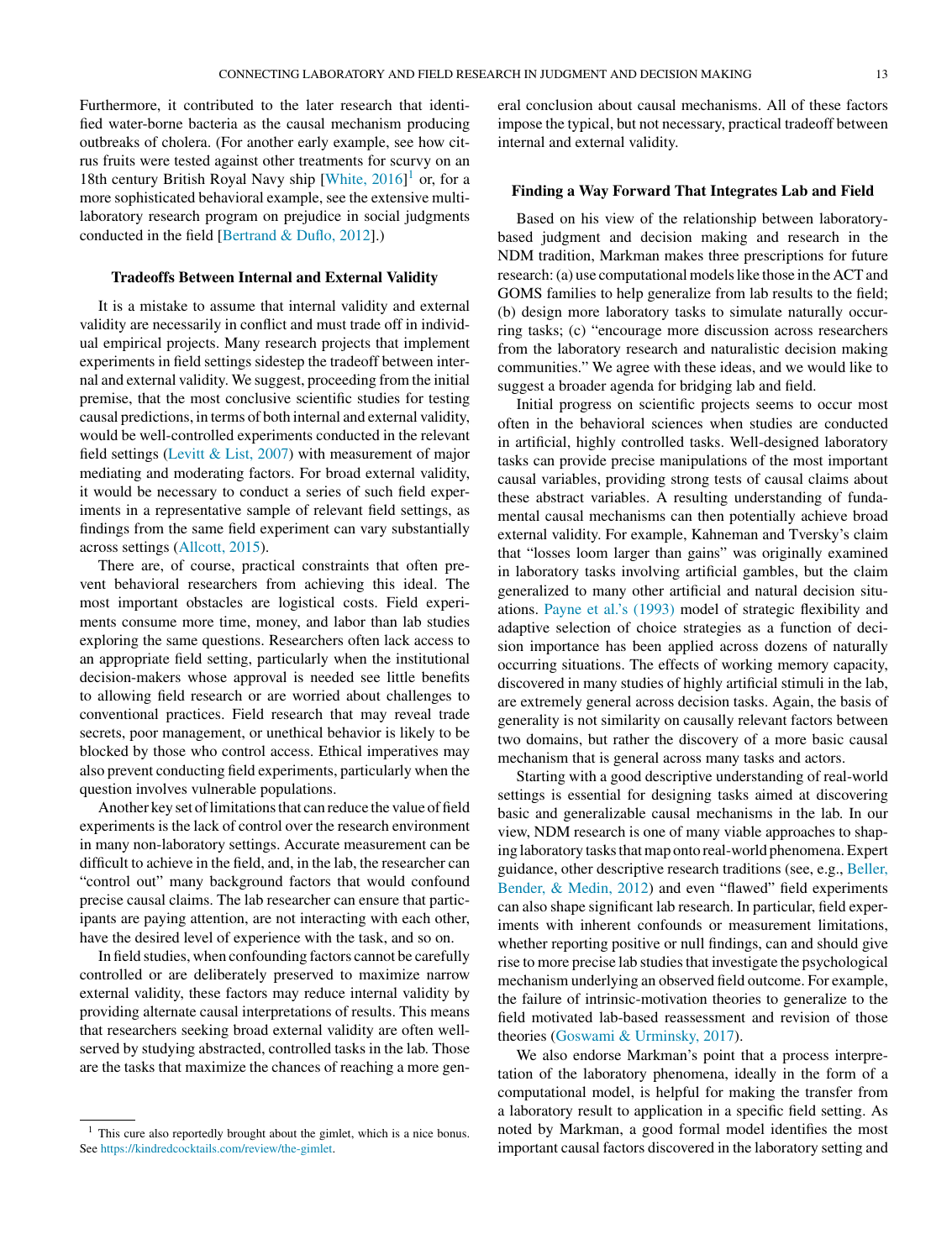Furthermore, it contributed to the later research that identified water-borne bacteria as the causal mechanism producing outbreaks of cholera. (For another early example, see how citrus fruits were tested against other treatments for scurvy on an 18th century British Royal Navy ship [White, 2016][1] or, for a more sophisticated behavioral example, see the extensive multi-laboratory research program on prejudice in social judgments conducted in the field [Bertrand & Duflo, 2012].)

### Tradeoffs Between Internal and External Validity

It is a mistake to assume that internal validity and external validity are necessarily in conflict and must trade off in individual empirical projects. Many research projects that implement experiments in field settings sidestep the tradeoff between internal and external validity. We suggest, proceeding from the initial premise, that the most conclusive scientific studies for testing causal predictions, in terms of both internal and external validity, would be well-controlled experiments conducted in the relevant field settings (Levitt & List, 2007) with measurement of major mediating and moderating factors. For broad external validity, it would be necessary to conduct a series of such field experiments in a representative sample of relevant field settings, as findings from the same field experiment can vary substantially across settings (Allcott, 2015).

There are, of course, practical constraints that often prevent behavioral researchers from achieving this ideal. The most important obstacles are logistical costs. Field experiments consume more time, money, and labor than lab studies exploring the same questions. Researchers often lack access to an appropriate field setting, particularly when the institutional decision-makers whose approval is needed see little benefits to allowing field research or are worried about challenges to conventional practices. Field research that may reveal trade secrets, poor management, or unethical behavior is likely to be blocked by those who control access. Ethical imperatives may also prevent conducting field experiments, particularly when the question involves vulnerable populations.

Another key set of limitations that can reduce the value of field experiments is the lack of control over the research environment in many non-laboratory settings. Accurate measurement can be difficult to achieve in the field, and, in the lab, the researcher can "control out" many background factors that would confound precise causal claims. The lab researcher can ensure that participants are paying attention, are not interacting with each other, have the desired level of experience with the task, and so on.

In field studies, when confounding factors cannot be carefully controlled or are deliberately preserved to maximize narrow external validity, these factors may reduce internal validity by providing alternate causal interpretations of results. This means that researchers seeking broad external validity are often well-served by studying abstracted, controlled tasks in the lab. Those are the tasks that maximize the chances of reaching a more general conclusion about causal mechanisms. All of these factors impose the typical, but not necessary, practical tradeoff between internal and external validity.

### Finding a Way Forward That Integrates Lab and Field

Based on his view of the relationship between laboratory-based judgment and decision making and research in the NDM tradition, Markman makes three prescriptions for future research: (a) use computational models like those in the ACT and GOMS families to help generalize from lab results to the field; (b) design more laboratory tasks to simulate naturally occurring tasks; (c) "encourage more discussion across researchers from the laboratory research and naturalistic decision making communities." We agree with these ideas, and we would like to suggest a broader agenda for bridging lab and field.

Initial progress on scientific projects seems to occur most often in the behavioral sciences when studies are conducted in artificial, highly controlled tasks. Well-designed laboratory tasks can provide precise manipulations of the most important causal variables, providing strong tests of causal claims about these abstract variables. A resulting understanding of fundamental causal mechanisms can then potentially achieve broad external validity. For example, Kahneman and Tversky's claim that "losses loom larger than gains" was originally examined in laboratory tasks involving artificial gambles, but the claim generalized to many other artificial and natural decision situations. Payne et al.'s (1993) model of strategic flexibility and adaptive selection of choice strategies as a function of decision importance has been applied across dozens of naturally occurring situations. The effects of working memory capacity, discovered in many studies of highly artificial stimuli in the lab, are extremely general across decision tasks. Again, the basis of generality is not similarity on causally relevant factors between two domains, but rather the discovery of a more basic causal mechanism that is general across many tasks and actors.

Starting with a good descriptive understanding of real-world settings is essential for designing tasks aimed at discovering basic and generalizable causal mechanisms in the lab. In our view, NDM research is one of many viable approaches to shaping laboratory tasks that map onto real-world phenomena. Expert guidance, other descriptive research traditions (see, e.g., Beller, Bender, & Medin, 2012) and even "flawed" field experiments can also shape significant lab research. In particular, field experiments with inherent confounds or measurement limitations, whether reporting positive or null findings, can and should give rise to more precise lab studies that investigate the psychological mechanism underlying an observed field outcome. For example, the failure of intrinsic-motivation theories to generalize to the field motivated lab-based reassessment and revision of those theories (Goswami & Urminsky, 2017).

We also endorse Markman's point that a process interpretation of the laboratory phenomena, ideally in the form of a computational model, is helpful for making the transfer from a laboratory result to application in a specific field setting. As noted by Markman, a good formal model identifies the most important causal factors discovered in the laboratory setting and

---

[1] This cure also reportedly brought about the gimlet, which is a nice bonus. See https://kindredcocktails.com/review/the-gimlet.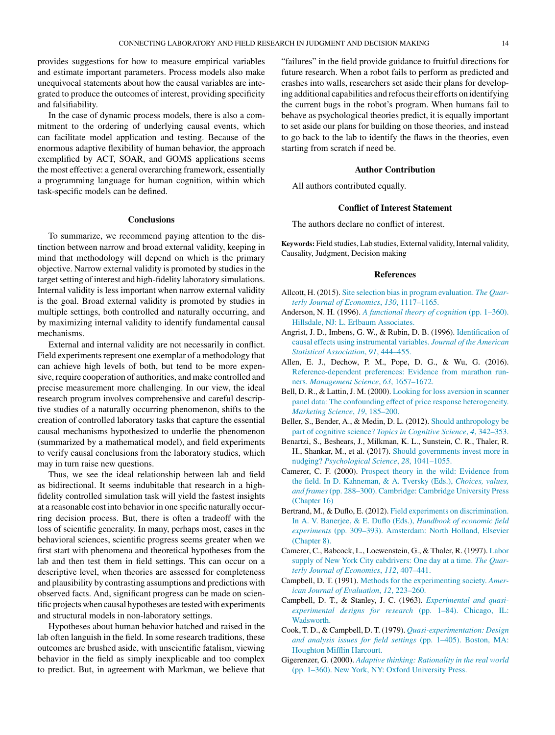provides suggestions for how to measure empirical variables and estimate important parameters. Process models also make unequivocal statements about how the causal variables are integrated to produce the outcomes of interest, providing specificity and falsifiability.

In the case of dynamic process models, there is also a commitment to the ordering of underlying causal events, which can facilitate model application and testing. Because of the enormous adaptive flexibility of human behavior, the approach exemplified by ACT, SOAR, and GOMS applications seems the most effective: a general overarching framework, essentially a programming language for human cognition, within which task-specific models can be defined.

## Conclusions

To summarize, we recommend paying attention to the distinction between narrow and broad external validity, keeping in mind that methodology will depend on which is the primary objective. Narrow external validity is promoted by studies in the target setting of interest and high-fidelity laboratory simulations. Internal validity is less important when narrow external validity is the goal. Broad external validity is promoted by studies in multiple settings, both controlled and naturally occurring, and by maximizing internal validity to identify fundamental causal mechanisms.

External and internal validity are not necessarily in conflict. Field experiments represent one exemplar of a methodology that can achieve high levels of both, but tend to be more expensive, require cooperation of authorities, and make controlled and precise measurement more challenging. In our view, the ideal research program involves comprehensive and careful descriptive studies of a naturally occurring phenomenon, shifts to the creation of controlled laboratory tasks that capture the essential causal mechanisms hypothesized to underlie the phenomenon (summarized by a mathematical model), and field experiments to verify causal conclusions from the laboratory studies, which may in turn raise new questions.

Thus, we see the ideal relationship between lab and field as bidirectional. It seems indubitable that research in a high-fidelity controlled simulation task will yield the fastest insights at a reasonable cost into behavior in one specific naturally occurring decision process. But, there is often a tradeoff with the loss of scientific generality. In many, perhaps most, cases in the behavioral sciences, scientific progress seems greater when we first start with phenomena and theoretical hypotheses from the lab and then test them in field settings. This can occur on a descriptive level, when theories are assessed for completeness and plausibility by contrasting assumptions and predictions with observed facts. And, significant progress can be made on scientific projects when causal hypotheses are tested with experiments and structural models in non-laboratory settings.

Hypotheses about human behavior hatched and raised in the lab often languish in the field. In some research traditions, these outcomes are brushed aside, with unscientific fatalism, viewing behavior in the field as simply inexplicable and too complex to predict. But, in agreement with Markman, we believe that "failures" in the field provide guidance to fruitful directions for future research. When a robot fails to perform as predicted and crashes into walls, researchers set aside their plans for developing additional capabilities and refocus their efforts on identifying the current bugs in the robot's program. When humans fail to behave as psychological theories predict, it is equally important to set aside our plans for building on those theories, and instead to go back to the lab to identify the flaws in the theories, even starting from scratch if need be.

## Author Contribution

All authors contributed equally.

## Conflict of Interest Statement

The authors declare no conflict of interest.

**Keywords:** Field studies, Lab studies, External validity, Internal validity, Causality, Judgment, Decision making

## References

Allcott, H. (2015). Site selection bias in program evaluation. *The Quarterly Journal of Economics*, *130*, 1117–1165.

Anderson, N. H. (1996). *A functional theory of cognition* (pp. 1–360). Hillsdale, NJ: L. Erlbaum Associates.

Angrist, J. D., Imbens, G. W., & Rubin, D. B. (1996). Identification of causal effects using instrumental variables. *Journal of the American Statistical Association*, *91*, 444–455.

Allen, E. J., Dechow, P. M., Pope, D. G., & Wu, G. (2016). Reference-dependent preferences: Evidence from marathon runners. *Management Science*, *63*, 1657–1672.

Bell, D. R., & Lattin, J. M. (2000). Looking for loss aversion in scanner panel data: The confounding effect of price response heterogeneity. *Marketing Science*, *19*, 185–200.

Beller, S., Bender, A., & Medin, D. L. (2012). Should anthropology be part of cognitive science? *Topics in Cognitive Science*, *4*, 342–353.

Benartzi, S., Beshears, J., Milkman, K. L., Sunstein, C. R., Thaler, R. H., Shankar, M., et al. (2017). Should governments invest more in nudging? *Psychological Science*, *28*, 1041–1055.

Camerer, C. F. (2000). Prospect theory in the wild: Evidence from the field. In D. Kahneman, & A. Tversky (Eds.), *Choices, values, and frames* (pp. 288–300). Cambridge: Cambridge University Press (Chapter 16)

Bertrand, M., & Duflo, E. (2012). Field experiments on discrimination. In A. V. Banerjee, & E. Duflo (Eds.), *Handbook of economic field experiments* (pp. 309–393). Amsterdam: North Holland, Elsevier (Chapter 8).

Camerer, C., Babcock, L., Loewenstein, G., & Thaler, R. (1997). Labor supply of New York City cabdrivers: One day at a time. *The Quarterly Journal of Economics*, *112*, 407–441.

Campbell, D. T. (1991). Methods for the experimenting society. *American Journal of Evaluation*, *12*, 223–260.

Campbell, D. T., & Stanley, J. C. (1963). *Experimental and quasi-experimental designs for research* (pp. 1–84). Chicago, IL: Wadsworth.

Cook, T. D., & Campbell, D. T. (1979). *Quasi-experimentation: Design and analysis issues for field settings* (pp. 1–405). Boston, MA: Houghton Mifflin Harcourt.

Gigerenzer, G. (2000). *Adaptive thinking: Rationality in the real world* (pp. 1–360). New York, NY: Oxford University Press.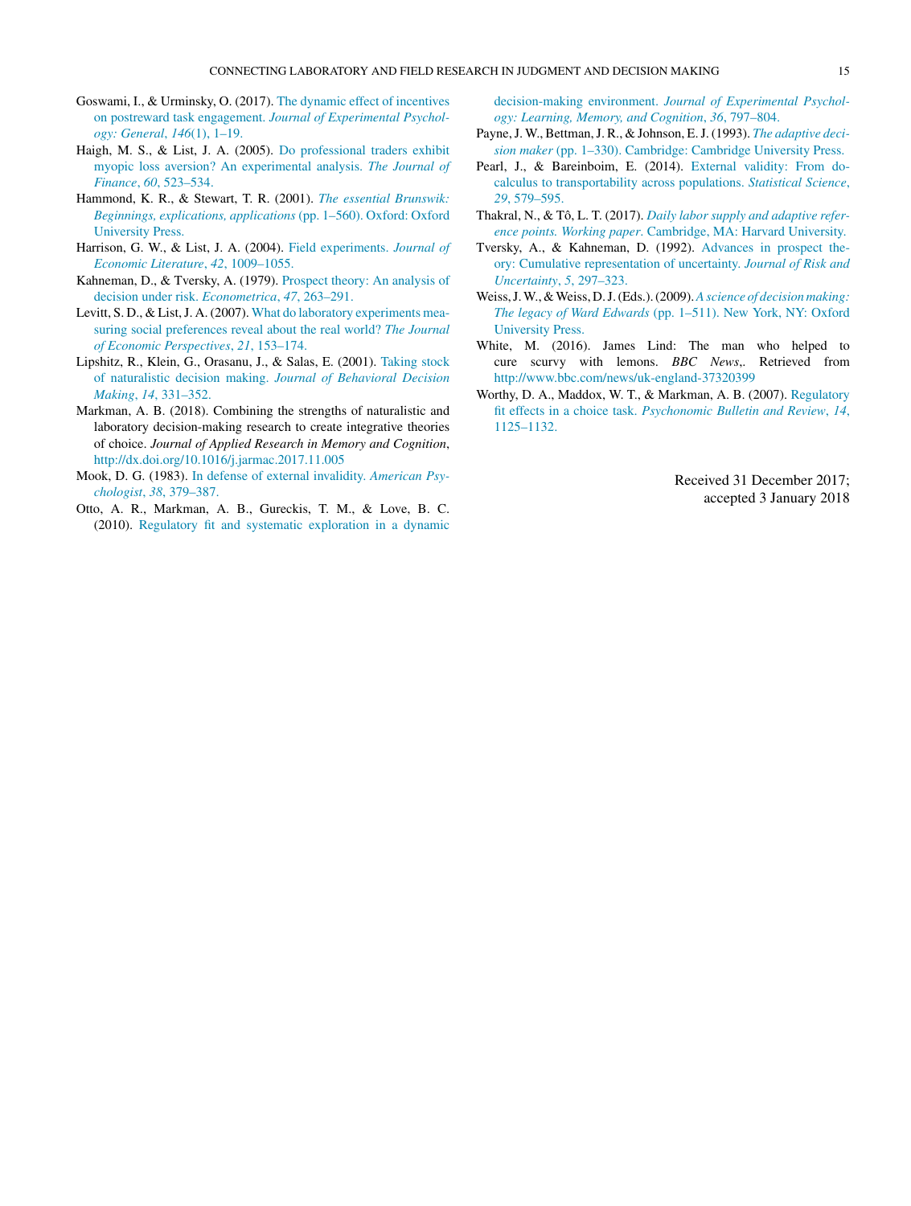Goswami, I., & Urminsky, O. (2017). The dynamic effect of incentives on postreward task engagement. *Journal of Experimental Psychology: General*, *146*(1), 1–19.

Haigh, M. S., & List, J. A. (2005). Do professional traders exhibit myopic loss aversion? An experimental analysis. *The Journal of Finance*, *60*, 523–534.

Hammond, K. R., & Stewart, T. R. (2001). *The essential Brunswik: Beginnings, explications, applications* (pp. 1–560). Oxford: Oxford University Press.

Harrison, G. W., & List, J. A. (2004). Field experiments. *Journal of Economic Literature*, *42*, 1009–1055.

Kahneman, D., & Tversky, A. (1979). Prospect theory: An analysis of decision under risk. *Econometrica*, *47*, 263–291.

Levitt, S. D., & List, J. A. (2007). What do laboratory experiments measuring social preferences reveal about the real world? *The Journal of Economic Perspectives*, *21*, 153–174.

Lipshitz, R., Klein, G., Orasanu, J., & Salas, E. (2001). Taking stock of naturalistic decision making. *Journal of Behavioral Decision Making*, *14*, 331–352.

Markman, A. B. (2018). Combining the strengths of naturalistic and laboratory decision-making research to create integrative theories of choice. *Journal of Applied Research in Memory and Cognition*, http://dx.doi.org/10.1016/j.jarmac.2017.11.005

Mook, D. G. (1983). In defense of external invalidity. *American Psychologist*, *38*, 379–387.

Otto, A. R., Markman, A. B., Gureckis, T. M., & Love, B. C. (2010). Regulatory fit and systematic exploration in a dynamic decision-making environment. *Journal of Experimental Psychology: Learning, Memory, and Cognition*, *36*, 797–804.

Payne, J. W., Bettman, J. R., & Johnson, E. J. (1993). *The adaptive decision maker* (pp. 1–330). Cambridge: Cambridge University Press.

Pearl, J., & Bareinboim, E. (2014). External validity: From do-calculus to transportability across populations. *Statistical Science*, *29*, 579–595.

Thakral, N., & Tô, L. T. (2017). *Daily labor supply and adaptive reference points. Working paper*. Cambridge, MA: Harvard University.

Tversky, A., & Kahneman, D. (1992). Advances in prospect theory: Cumulative representation of uncertainty. *Journal of Risk and Uncertainty*, *5*, 297–323.

Weiss, J. W., & Weiss, D. J. (Eds.). (2009). *A science of decision making: The legacy of Ward Edwards* (pp. 1–511). New York, NY: Oxford University Press.

White, M. (2016). James Lind: The man who helped to cure scurvy with lemons. *BBC News*,. Retrieved from http://www.bbc.com/news/uk-england-37320399

Worthy, D. A., Maddox, W. T., & Markman, A. B. (2007). Regulatory fit effects in a choice task. *Psychonomic Bulletin and Review*, *14*, 1125–1132.

Received 31 December 2017;
accepted 3 January 2018